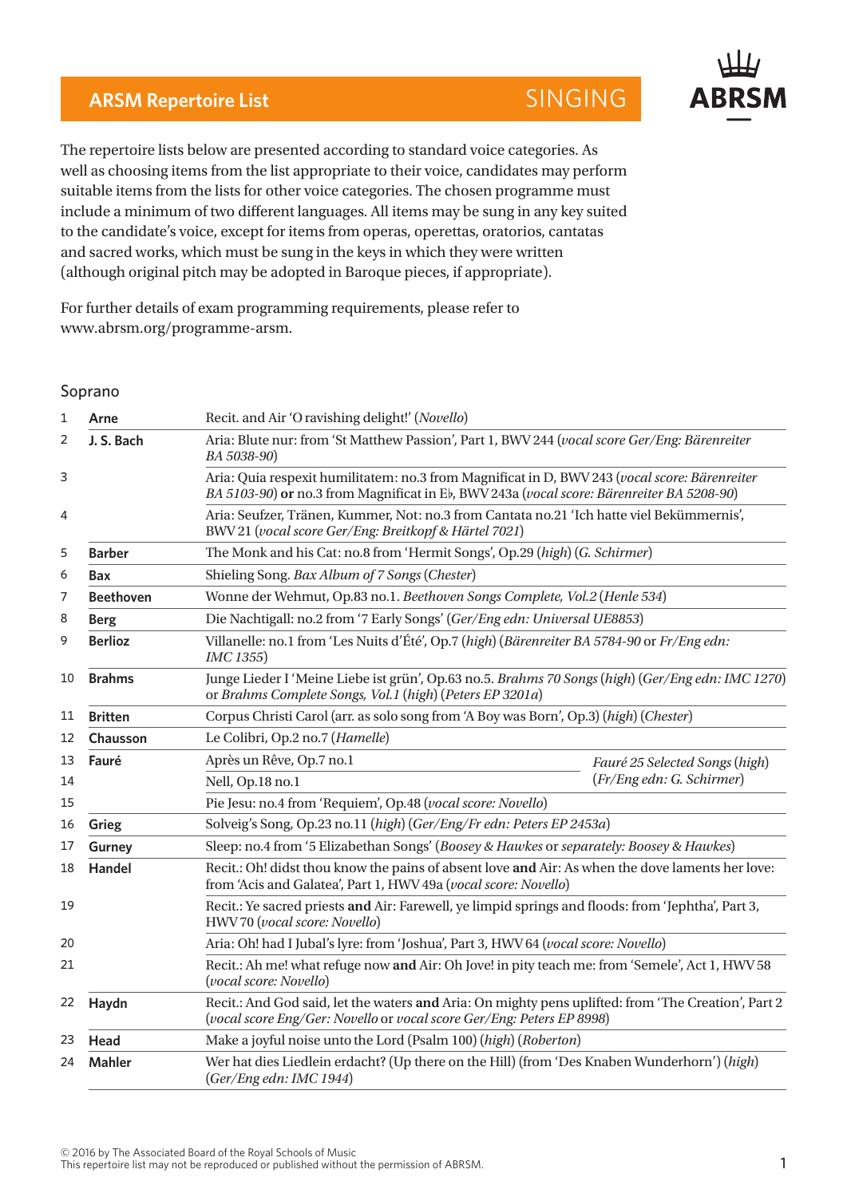# ARSM Repertoire List — SINGING

ABRSM

The repertoire lists below are presented according to standard voice categories. As well as choosing items from the list appropriate to their voice, candidates may perform suitable items from the lists for other voice categories. The chosen programme must include a minimum of two different languages. All items may be sung in any key suited to the candidate's voice, except for items from operas, operettas, oratorios, cantatas and sacred works, which must be sung in the keys in which they were written (although original pitch may be adopted in Baroque pieces, if appropriate).

For further details of exam programming requirements, please refer to www.abrsm.org/programme-arsm.

## Soprano

| | | |
|---|---|---|
| 1 | **Arne** | Recit. and Air 'O ravishing delight!' (*Novello*) |
| 2 | **J. S. Bach** | Aria: Blute nur: from 'St Matthew Passion', Part 1, BWV 244 (*vocal score Ger/Eng: Bärenreiter BA 5038-90*) |
| 3 | | Aria: Quia respexit humilitatem: no.3 from Magnificat in D, BWV 243 (*vocal score: Bärenreiter BA 5103-90*) **or** no.3 from Magnificat in E♭, BWV 243a (*vocal score: Bärenreiter BA 5208-90*) |
| 4 | | Aria: Seufzer, Tränen, Kummer, Not: no.3 from Cantata no.21 'Ich hatte viel Bekümmernis', BWV 21 (*vocal score Ger/Eng: Breitkopf & Härtel 7021*) |
| 5 | **Barber** | The Monk and his Cat: no.8 from 'Hermit Songs', Op.29 (*high*) (*G. Schirmer*) |
| 6 | **Bax** | Shieling Song. *Bax Album of 7 Songs* (*Chester*) |
| 7 | **Beethoven** | Wonne der Wehmut, Op.83 no.1. *Beethoven Songs Complete, Vol.2* (*Henle 534*) |
| 8 | **Berg** | Die Nachtigall: no.2 from '7 Early Songs' (*Ger/Eng edn: Universal UE8853*) |
| 9 | **Berlioz** | Villanelle: no.1 from 'Les Nuits d'Été', Op.7 (*high*) (*Bärenreiter BA 5784-90* or *Fr/Eng edn: IMC 1355*) |
| 10 | **Brahms** | Junge Lieder I 'Meine Liebe ist grün', Op.63 no.5. *Brahms 70 Songs* (*high*) (*Ger/Eng edn: IMC 1270*) or *Brahms Complete Songs, Vol.1* (*high*) (*Peters EP 3201a*) |
| 11 | **Britten** | Corpus Christi Carol (arr. as solo song from 'A Boy was Born', Op.3) (*high*) (*Chester*) |
| 12 | **Chausson** | Le Colibri, Op.2 no.7 (*Hamelle*) |
| 13 | **Fauré** | Après un Rêve, Op.7 no.1 — *Fauré 25 Selected Songs* (*high*) (*Fr/Eng edn: G. Schirmer*) |
| 14 | | Nell, Op.18 no.1 — *Fauré 25 Selected Songs* (*high*) (*Fr/Eng edn: G. Schirmer*) |
| 15 | | Pie Jesu: no.4 from 'Requiem', Op.48 (*vocal score: Novello*) |
| 16 | **Grieg** | Solveig's Song, Op.23 no.11 (*high*) (*Ger/Eng/Fr edn: Peters EP 2453a*) |
| 17 | **Gurney** | Sleep: no.4 from '5 Elizabethan Songs' (*Boosey & Hawkes* or *separately: Boosey & Hawkes*) |
| 18 | **Handel** | Recit.: Oh! didst thou know the pains of absent love **and** Air: As when the dove laments her love: from 'Acis and Galatea', Part 1, HWV 49a (*vocal score: Novello*) |
| 19 | | Recit.: Ye sacred priests **and** Air: Farewell, ye limpid springs and floods: from 'Jephtha', Part 3, HWV 70 (*vocal score: Novello*) |
| 20 | | Aria: Oh! had I Jubal's lyre: from 'Joshua', Part 3, HWV 64 (*vocal score: Novello*) |
| 21 | | Recit.: Ah me! what refuge now **and** Air: Oh Jove! in pity teach me: from 'Semele', Act 1, HWV 58 (*vocal score: Novello*) |
| 22 | **Haydn** | Recit.: And God said, let the waters **and** Aria: On mighty pens uplifted: from 'The Creation', Part 2 (*vocal score Eng/Ger: Novello* or *vocal score Ger/Eng: Peters EP 8998*) |
| 23 | **Head** | Make a joyful noise unto the Lord (Psalm 100) (*high*) (*Roberton*) |
| 24 | **Mahler** | Wer hat dies Liedlein erdacht? (Up there on the Hill) (from 'Des Knaben Wunderhorn') (*high*) (*Ger/Eng edn: IMC 1944*) |

© 2016 by The Associated Board of the Royal Schools of Music
This repertoire list may not be reproduced or published without the permission of ABRSM.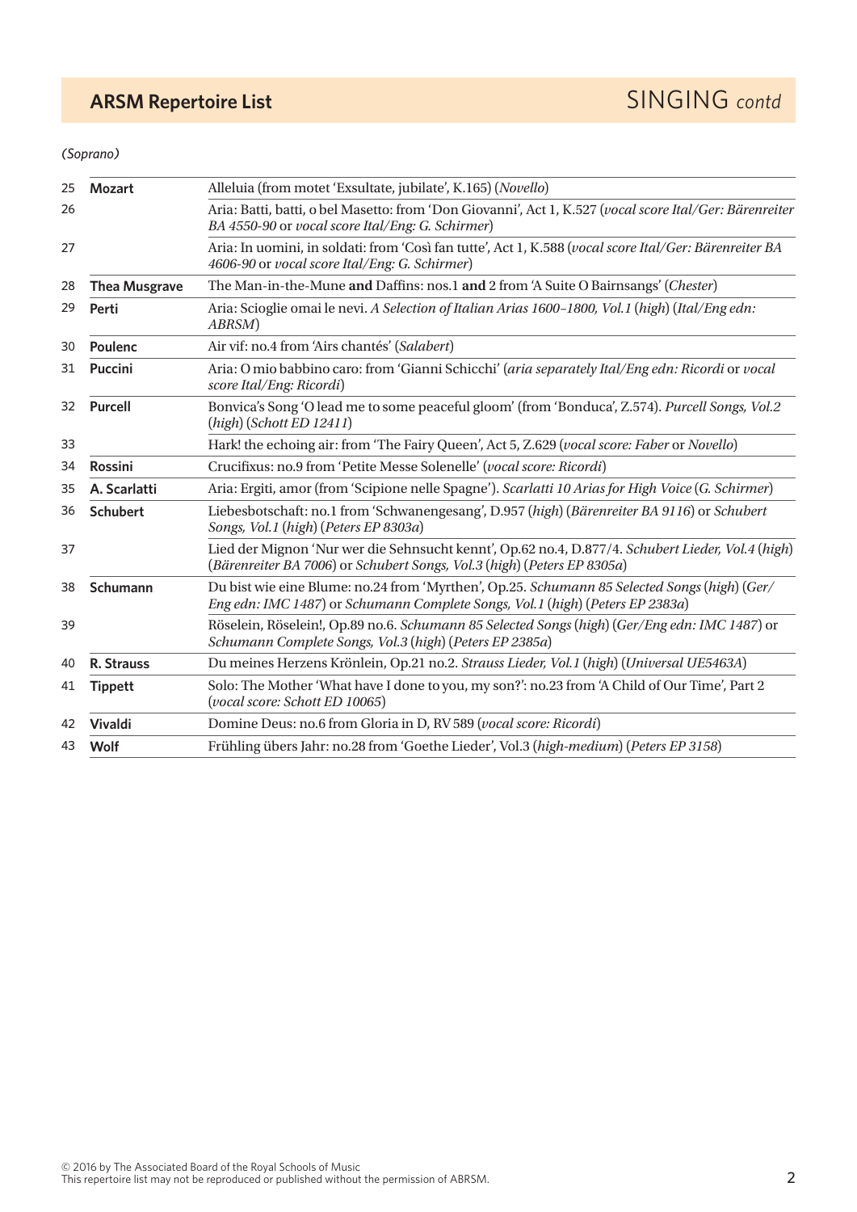## ARSM Repertoire List — SINGING *contd*

*(Soprano)*

| | | |
|---|---|---|
| 25 | **Mozart** | Alleluia (from motet 'Exsultate, jubilate', K.165) (*Novello*) |
| 26 | | Aria: Batti, batti, o bel Masetto: from 'Don Giovanni', Act 1, K.527 (*vocal score Ital/Ger: Bärenreiter BA 4550-90* or *vocal score Ital/Eng: G. Schirmer*) |
| 27 | | Aria: In uomini, in soldati: from 'Così fan tutte', Act 1, K.588 (*vocal score Ital/Ger: Bärenreiter BA 4606-90* or *vocal score Ital/Eng: G. Schirmer*) |
| 28 | **Thea Musgrave** | The Man-in-the-Mune **and** Daffins: nos.1 **and** 2 from 'A Suite O Bairnsangs' (*Chester*) |
| 29 | **Perti** | Aria: Scioglie omai le nevi. *A Selection of Italian Arias 1600–1800, Vol.1* (*high*) (*Ital/Eng edn: ABRSM*) |
| 30 | **Poulenc** | Air vif: no.4 from 'Airs chantés' (*Salabert*) |
| 31 | **Puccini** | Aria: O mio babbino caro: from 'Gianni Schicchi' (*aria separately Ital/Eng edn: Ricordi* or *vocal score Ital/Eng: Ricordi*) |
| 32 | **Purcell** | Bonvica's Song 'O lead me to some peaceful gloom' (from 'Bonduca', Z.574). *Purcell Songs, Vol.2* (*high*) (*Schott ED 12411*) |
| 33 | | Hark! the echoing air: from 'The Fairy Queen', Act 5, Z.629 (*vocal score: Faber* or *Novello*) |
| 34 | **Rossini** | Crucifixus: no.9 from 'Petite Messe Solenelle' (*vocal score: Ricordi*) |
| 35 | **A. Scarlatti** | Aria: Ergiti, amor (from 'Scipione nelle Spagne'). *Scarlatti 10 Arias for High Voice* (*G. Schirmer*) |
| 36 | **Schubert** | Liebesbotschaft: no.1 from 'Schwanengesang', D.957 (*high*) (*Bärenreiter BA 9116*) or *Schubert Songs, Vol.1* (*high*) (*Peters EP 8303a*) |
| 37 | | Lied der Mignon 'Nur wer die Sehnsucht kennt', Op.62 no.4, D.877/4. *Schubert Lieder, Vol.4* (*high*) (*Bärenreiter BA 7006*) or *Schubert Songs, Vol.3* (*high*) (*Peters EP 8305a*) |
| 38 | **Schumann** | Du bist wie eine Blume: no.24 from 'Myrthen', Op.25. *Schumann 85 Selected Songs* (*high*) (*Ger/Eng edn: IMC 1487*) or *Schumann Complete Songs, Vol.1* (*high*) (*Peters EP 2383a*) |
| 39 | | Röselein, Röselein!, Op.89 no.6. *Schumann 85 Selected Songs* (*high*) (*Ger/Eng edn: IMC 1487*) or *Schumann Complete Songs, Vol.3* (*high*) (*Peters EP 2385a*) |
| 40 | **R. Strauss** | Du meines Herzens Krönlein, Op.21 no.2. *Strauss Lieder, Vol.1* (*high*) (*Universal UE5463A*) |
| 41 | **Tippett** | Solo: The Mother 'What have I done to you, my son?': no.23 from 'A Child of Our Time', Part 2 (*vocal score: Schott ED 10065*) |
| 42 | **Vivaldi** | Domine Deus: no.6 from Gloria in D, RV 589 (*vocal score: Ricordi*) |
| 43 | **Wolf** | Frühling übers Jahr: no.28 from 'Goethe Lieder', Vol.3 (*high-medium*) (*Peters EP 3158*) |

© 2016 by The Associated Board of the Royal Schools of Music
This repertoire list may not be reproduced or published without the permission of ABRSM.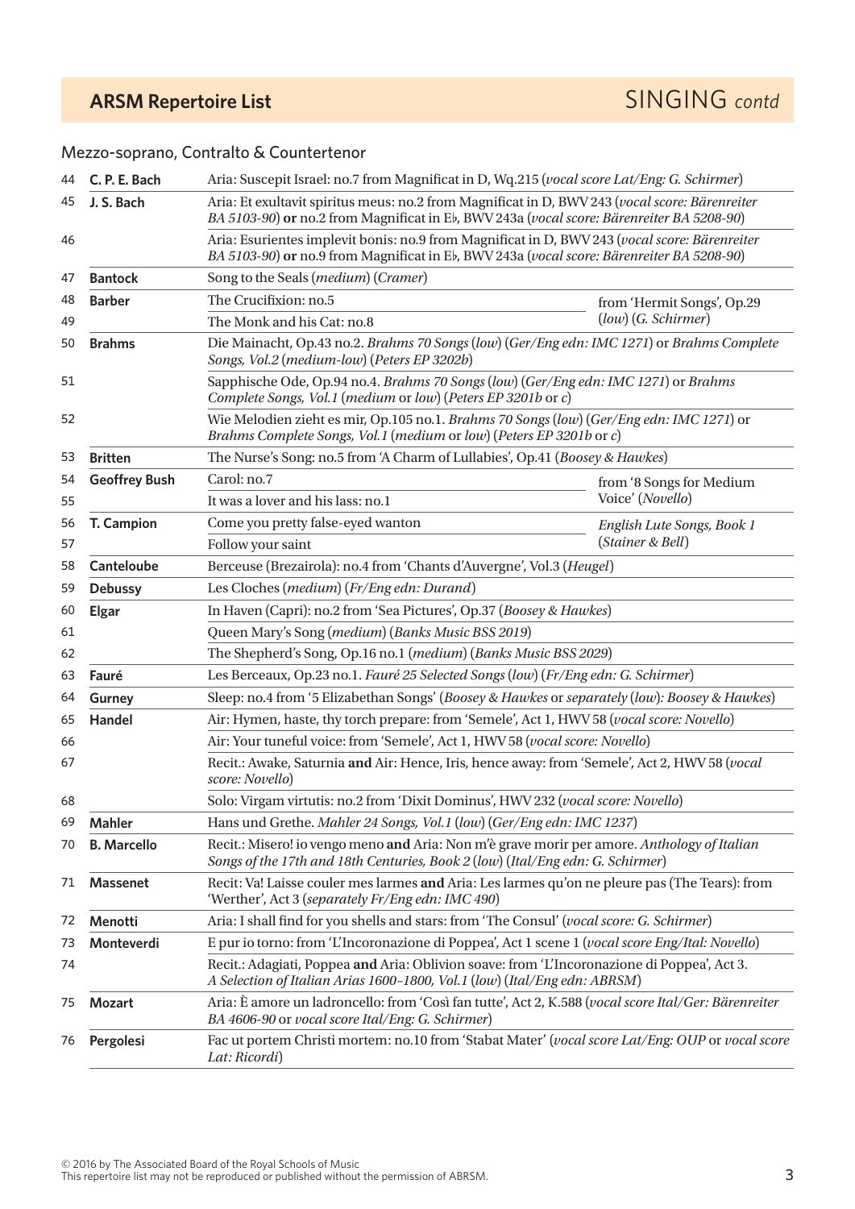## ARSM Repertoire List — SINGING *contd*

### Mezzo-soprano, Contralto & Countertenor

| No. | Composer | Work |
|---|---|---|
| 44 | **C. P. E. Bach** | Aria: Suscepit Israel: no.7 from Magnificat in D, Wq.215 (*vocal score Lat/Eng: G. Schirmer*) |
| 45 | **J. S. Bach** | Aria: Et exultavit spiritus meus: no.2 from Magnificat in D, BWV 243 (*vocal score: Bärenreiter BA 5103-90*) **or** no.2 from Magnificat in E♭, BWV 243a (*vocal score: Bärenreiter BA 5208-90*) |
| 46 | | Aria: Esurientes implevit bonis: no.9 from Magnificat in D, BWV 243 (*vocal score: Bärenreiter BA 5103-90*) **or** no.9 from Magnificat in E♭, BWV 243a (*vocal score: Bärenreiter BA 5208-90*) |
| 47 | **Bantock** | Song to the Seals (*medium*) (*Cramer*) |
| 48 | **Barber** | The Crucifixion: no.5 — from 'Hermit Songs', Op.29 (*low*) (*G. Schirmer*) |
| 49 | | The Monk and his Cat: no.8 — from 'Hermit Songs', Op.29 (*low*) (*G. Schirmer*) |
| 50 | **Brahms** | Die Mainacht, Op.43 no.2. *Brahms 70 Songs* (*low*) (*Ger/Eng edn: IMC 1271*) or *Brahms Complete Songs, Vol.2* (*medium-low*) (*Peters EP 3202b*) |
| 51 | | Sapphische Ode, Op.94 no.4. *Brahms 70 Songs* (*low*) (*Ger/Eng edn: IMC 1271*) or *Brahms Complete Songs, Vol.1* (*medium* or *low*) (*Peters EP 3201b* or *c*) |
| 52 | | Wie Melodien zieht es mir, Op.105 no.1. *Brahms 70 Songs* (*low*) (*Ger/Eng edn: IMC 1271*) or *Brahms Complete Songs, Vol.1* (*medium* or *low*) (*Peters EP 3201b* or *c*) |
| 53 | **Britten** | The Nurse's Song: no.5 from 'A Charm of Lullabies', Op.41 (*Boosey & Hawkes*) |
| 54 | **Geoffrey Bush** | Carol: no.7 — from '8 Songs for Medium Voice' (*Novello*) |
| 55 | | It was a lover and his lass: no.1 — from '8 Songs for Medium Voice' (*Novello*) |
| 56 | **T. Campion** | Come you pretty false-eyed wanton — *English Lute Songs, Book 1* (*Stainer & Bell*) |
| 57 | | Follow your saint — *English Lute Songs, Book 1* (*Stainer & Bell*) |
| 58 | **Canteloube** | Berceuse (Brezairola): no.4 from 'Chants d'Auvergne', Vol.3 (*Heugel*) |
| 59 | **Debussy** | Les Cloches (*medium*) (*Fr/Eng edn: Durand*) |
| 60 | **Elgar** | In Haven (Capri): no.2 from 'Sea Pictures', Op.37 (*Boosey & Hawkes*) |
| 61 | | Queen Mary's Song (*medium*) (*Banks Music BSS 2019*) |
| 62 | | The Shepherd's Song, Op.16 no.1 (*medium*) (*Banks Music BSS 2029*) |
| 63 | **Fauré** | Les Berceaux, Op.23 no.1. *Fauré 25 Selected Songs* (*low*) (*Fr/Eng edn: G. Schirmer*) |
| 64 | **Gurney** | Sleep: no.4 from '5 Elizabethan Songs' (*Boosey & Hawkes* or *separately* (*low*): *Boosey & Hawkes*) |
| 65 | **Handel** | Air: Hymen, haste, thy torch prepare: from 'Semele', Act 1, HWV 58 (*vocal score: Novello*) |
| 66 | | Air: Your tuneful voice: from 'Semele', Act 1, HWV 58 (*vocal score: Novello*) |
| 67 | | Recit.: Awake, Saturnia **and** Air: Hence, Iris, hence away: from 'Semele', Act 2, HWV 58 (*vocal score: Novello*) |
| 68 | | Solo: Virgam virtutis: no.2 from 'Dixit Dominus', HWV 232 (*vocal score: Novello*) |
| 69 | **Mahler** | Hans und Grethe. *Mahler 24 Songs, Vol.1* (*low*) (*Ger/Eng edn: IMC 1237*) |
| 70 | **B. Marcello** | Recit.: Misero! io vengo meno **and** Aria: Non m'è grave morir per amore. *Anthology of Italian Songs of the 17th and 18th Centuries, Book 2* (*low*) (*Ital/Eng edn: G. Schirmer*) |
| 71 | **Massenet** | Recit: Va! Laisse couler mes larmes **and** Aria: Les larmes qu'on ne pleure pas (The Tears): from 'Werther', Act 3 (*separately Fr/Eng edn: IMC 490*) |
| 72 | **Menotti** | Aria: I shall find for you shells and stars: from 'The Consul' (*vocal score: G. Schirmer*) |
| 73 | **Monteverdi** | E pur io torno: from 'L'Incoronazione di Poppea', Act 1 scene 1 (*vocal score Eng/Ital: Novello*) |
| 74 | | Recit.: Adagiati, Poppea **and** Aria: Oblivion soave: from 'L'Incoronazione di Poppea', Act 3. *A Selection of Italian Arias 1600–1800, Vol.1* (*low*) (*Ital/Eng edn: ABRSM*) |
| 75 | **Mozart** | Aria: È amore un ladroncello: from 'Così fan tutte', Act 2, K.588 (*vocal score Ital/Ger: Bärenreiter BA 4606-90* or *vocal score Ital/Eng: G. Schirmer*) |
| 76 | **Pergolesi** | Fac ut portem Christi mortem: no.10 from 'Stabat Mater' (*vocal score Lat/Eng: OUP* or *vocal score Lat: Ricordi*) |

© 2016 by The Associated Board of the Royal Schools of Music
This repertoire list may not be reproduced or published without the permission of ABRSM.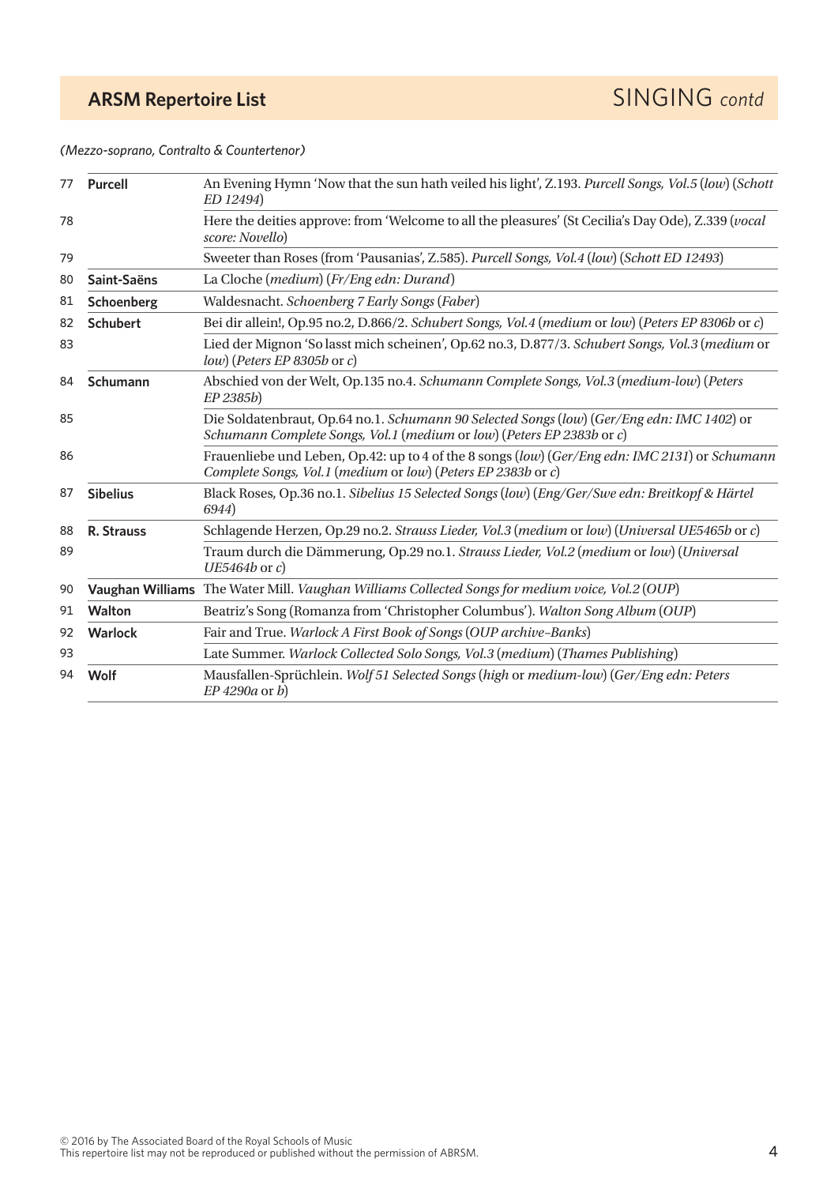*(Mezzo-soprano, Contralto & Countertenor)*

| | | |
|---|---|---|
| 77 | **Purcell** | An Evening Hymn 'Now that the sun hath veiled his light', Z.193. *Purcell Songs, Vol.5* (*low*) (*Schott ED 12494*) |
| 78 | | Here the deities approve: from 'Welcome to all the pleasures' (St Cecilia's Day Ode), Z.339 (*vocal score: Novello*) |
| 79 | | Sweeter than Roses (from 'Pausanias', Z.585). *Purcell Songs, Vol.4* (*low*) (*Schott ED 12493*) |
| 80 | **Saint-Saëns** | La Cloche (*medium*) (*Fr/Eng edn: Durand*) |
| 81 | **Schoenberg** | Waldesnacht. *Schoenberg 7 Early Songs* (*Faber*) |
| 82 | **Schubert** | Bei dir allein!, Op.95 no.2, D.866/2. *Schubert Songs, Vol.4* (*medium* or *low*) (*Peters EP 8306b* or *c*) |
| 83 | | Lied der Mignon 'So lasst mich scheinen', Op.62 no.3, D.877/3. *Schubert Songs, Vol.3* (*medium* or *low*) (*Peters EP 8305b* or *c*) |
| 84 | **Schumann** | Abschied von der Welt, Op.135 no.4. *Schumann Complete Songs, Vol.3* (*medium-low*) (*Peters EP 2385b*) |
| 85 | | Die Soldatenbraut, Op.64 no.1. *Schumann 90 Selected Songs* (*low*) (*Ger/Eng edn: IMC 1402*) or *Schumann Complete Songs, Vol.1* (*medium* or *low*) (*Peters EP 2383b* or *c*) |
| 86 | | Frauenliebe und Leben, Op.42: up to 4 of the 8 songs (*low*) (*Ger/Eng edn: IMC 2131*) or *Schumann Complete Songs, Vol.1* (*medium* or *low*) (*Peters EP 2383b* or *c*) |
| 87 | **Sibelius** | Black Roses, Op.36 no.1. *Sibelius 15 Selected Songs* (*low*) (*Eng/Ger/Swe edn: Breitkopf & Härtel 6944*) |
| 88 | **R. Strauss** | Schlagende Herzen, Op.29 no.2. *Strauss Lieder, Vol.3* (*medium* or *low*) (*Universal UE5465b* or *c*) |
| 89 | | Traum durch die Dämmerung, Op.29 no.1. *Strauss Lieder, Vol.2* (*medium* or *low*) (*Universal UE5464b* or *c*) |
| 90 | **Vaughan Williams** | The Water Mill. *Vaughan Williams Collected Songs for medium voice, Vol.2* (*OUP*) |
| 91 | **Walton** | Beatriz's Song (Romanza from 'Christopher Columbus'). *Walton Song Album* (*OUP*) |
| 92 | **Warlock** | Fair and True. *Warlock A First Book of Songs* (*OUP archive–Banks*) |
| 93 | | Late Summer. *Warlock Collected Solo Songs, Vol.3* (*medium*) (*Thames Publishing*) |
| 94 | **Wolf** | Mausfallen-Sprüchlein. *Wolf 51 Selected Songs* (*high* or *medium-low*) (*Ger/Eng edn: Peters EP 4290a* or *b*) |

© 2016 by The Associated Board of the Royal Schools of Music
This repertoire list may not be reproduced or published without the permission of ABRSM.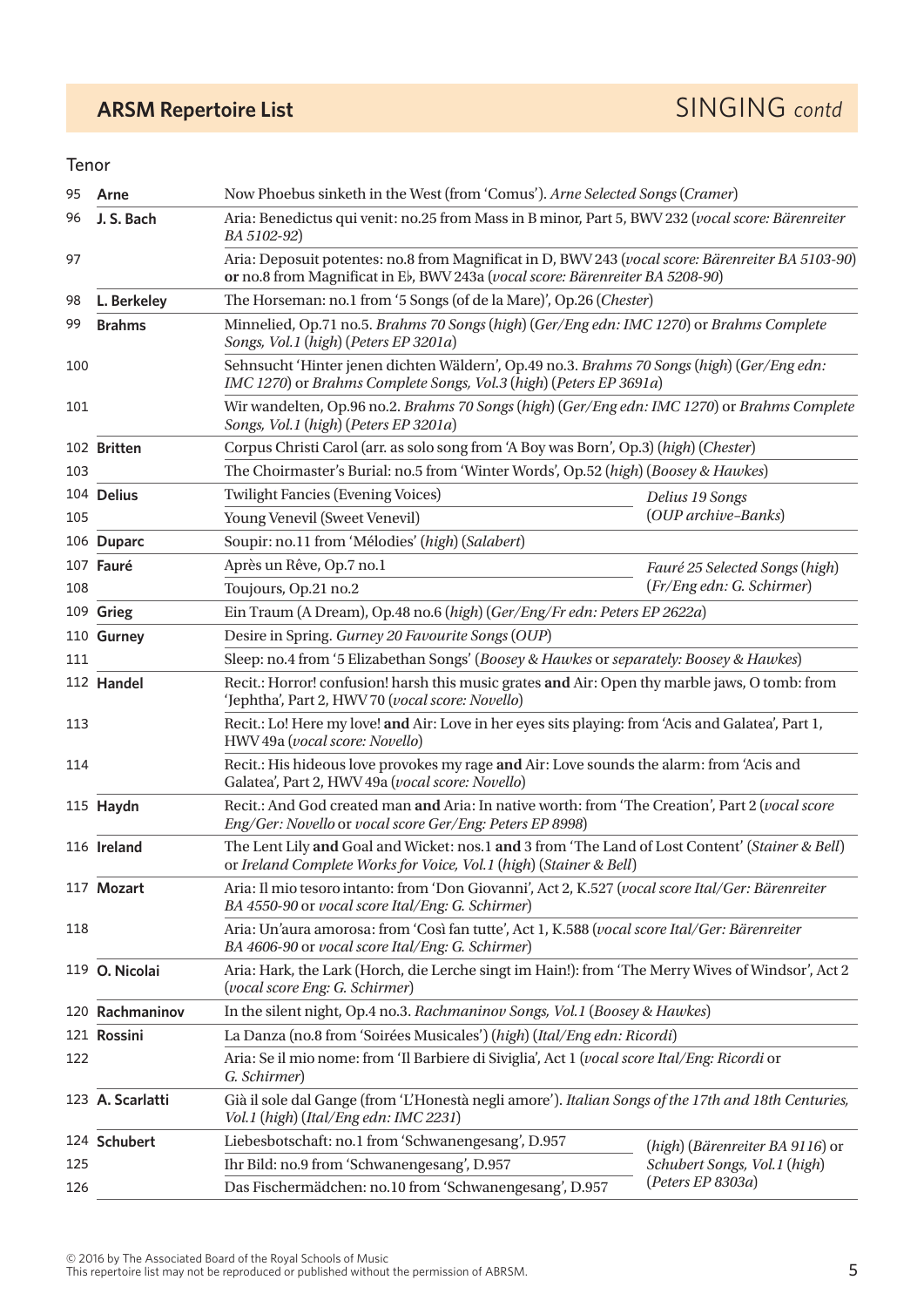## ARSM Repertoire List

SINGING *contd*

### Tenor

| No. | Composer | Work |
|---|---|---|
| 95 | **Arne** | Now Phoebus sinketh in the West (from 'Comus'). *Arne Selected Songs* (*Cramer*) |
| 96 | **J. S. Bach** | Aria: Benedictus qui venit: no.25 from Mass in B minor, Part 5, BWV 232 (*vocal score: Bärenreiter BA 5102-92*) |
| 97 | | Aria: Deposuit potentes: no.8 from Magnificat in D, BWV 243 (*vocal score: Bärenreiter BA 5103-90*) **or** no.8 from Magnificat in E♭, BWV 243a (*vocal score: Bärenreiter BA 5208-90*) |
| 98 | **L. Berkeley** | The Horseman: no.1 from '5 Songs (of de la Mare)', Op.26 (*Chester*) |
| 99 | **Brahms** | Minnelied, Op.71 no.5. *Brahms 70 Songs* (*high*) (*Ger/Eng edn: IMC 1270*) or *Brahms Complete Songs, Vol.1* (*high*) (*Peters EP 3201a*) |
| 100 | | Sehnsucht 'Hinter jenen dichten Wäldern', Op.49 no.3. *Brahms 70 Songs* (*high*) (*Ger/Eng edn: IMC 1270*) or *Brahms Complete Songs, Vol.3* (*high*) (*Peters EP 3691a*) |
| 101 | | Wir wandelten, Op.96 no.2. *Brahms 70 Songs* (*high*) (*Ger/Eng edn: IMC 1270*) or *Brahms Complete Songs, Vol.1* (*high*) (*Peters EP 3201a*) |
| 102 | **Britten** | Corpus Christi Carol (arr. as solo song from 'A Boy was Born', Op.3) (*high*) (*Chester*) |
| 103 | | The Choirmaster's Burial: no.5 from 'Winter Words', Op.52 (*high*) (*Boosey & Hawkes*) |
| 104 | **Delius** | Twilight Fancies (Evening Voices) — *Delius 19 Songs* (*OUP archive–Banks*) |
| 105 | | Young Venevil (Sweet Venevil) — *Delius 19 Songs* (*OUP archive–Banks*) |
| 106 | **Duparc** | Soupir: no.11 from 'Mélodies' (*high*) (*Salabert*) |
| 107 | **Fauré** | Après un Rêve, Op.7 no.1 — *Fauré 25 Selected Songs* (*high*) (*Fr/Eng edn: G. Schirmer*) |
| 108 | | Toujours, Op.21 no.2 — *Fauré 25 Selected Songs* (*high*) (*Fr/Eng edn: G. Schirmer*) |
| 109 | **Grieg** | Ein Traum (A Dream), Op.48 no.6 (*high*) (*Ger/Eng/Fr edn: Peters EP 2622a*) |
| 110 | **Gurney** | Desire in Spring. *Gurney 20 Favourite Songs* (*OUP*) |
| 111 | | Sleep: no.4 from '5 Elizabethan Songs' (*Boosey & Hawkes* or *separately: Boosey & Hawkes*) |
| 112 | **Handel** | Recit.: Horror! confusion! harsh this music grates **and** Air: Open thy marble jaws, O tomb: from 'Jephtha', Part 2, HWV 70 (*vocal score: Novello*) |
| 113 | | Recit.: Lo! Here my love! **and** Air: Love in her eyes sits playing: from 'Acis and Galatea', Part 1, HWV 49a (*vocal score: Novello*) |
| 114 | | Recit.: His hideous love provokes my rage **and** Air: Love sounds the alarm: from 'Acis and Galatea', Part 2, HWV 49a (*vocal score: Novello*) |
| 115 | **Haydn** | Recit.: And God created man **and** Aria: In native worth: from 'The Creation', Part 2 (*vocal score Eng/Ger: Novello* or *vocal score Ger/Eng: Peters EP 8998*) |
| 116 | **Ireland** | The Lent Lily **and** Goal and Wicket: nos.1 **and** 3 from 'The Land of Lost Content' (*Stainer & Bell*) or *Ireland Complete Works for Voice, Vol.1* (*high*) (*Stainer & Bell*) |
| 117 | **Mozart** | Aria: Il mio tesoro intanto: from 'Don Giovanni', Act 2, K.527 (*vocal score Ital/Ger: Bärenreiter BA 4550-90* or *vocal score Ital/Eng: G. Schirmer*) |
| 118 | | Aria: Un'aura amorosa: from 'Così fan tutte', Act 1, K.588 (*vocal score Ital/Ger: Bärenreiter BA 4606-90* or *vocal score Ital/Eng: G. Schirmer*) |
| 119 | **O. Nicolai** | Aria: Hark, the Lark (Horch, die Lerche singt im Hain!): from 'The Merry Wives of Windsor', Act 2 (*vocal score Eng: G. Schirmer*) |
| 120 | **Rachmaninov** | In the silent night, Op.4 no.3. *Rachmaninov Songs, Vol.1* (*Boosey & Hawkes*) |
| 121 | **Rossini** | La Danza (no.8 from 'Soirées Musicales') (*high*) (*Ital/Eng edn: Ricordi*) |
| 122 | | Aria: Se il mio nome: from 'Il Barbiere di Siviglia', Act 1 (*vocal score Ital/Eng: Ricordi* or *G. Schirmer*) |
| 123 | **A. Scarlatti** | Già il sole dal Gange (from 'L'Honestà negli amore'). *Italian Songs of the 17th and 18th Centuries, Vol.1* (*high*) (*Ital/Eng edn: IMC 2231*) |
| 124 | **Schubert** | Liebesbotschaft: no.1 from 'Schwanengesang', D.957 — (*high*) (*Bärenreiter BA 9116*) or *Schubert Songs, Vol.1* (*high*) (*Peters EP 8303a*) |
| 125 | | Ihr Bild: no.9 from 'Schwanengesang', D.957 — (*high*) (*Bärenreiter BA 9116*) or *Schubert Songs, Vol.1* (*high*) (*Peters EP 8303a*) |
| 126 | | Das Fischermädchen: no.10 from 'Schwanengesang', D.957 — (*high*) (*Bärenreiter BA 9116*) or *Schubert Songs, Vol.1* (*high*) (*Peters EP 8303a*) |

© 2016 by The Associated Board of the Royal Schools of Music
This repertoire list may not be reproduced or published without the permission of ABRSM.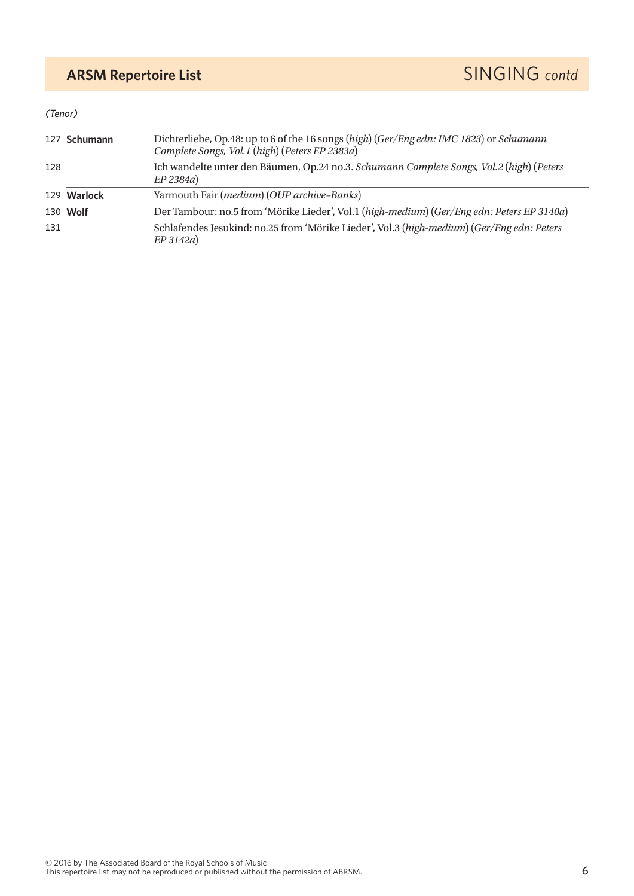## ARSM Repertoire List — SINGING *contd*

*(Tenor)*

| No. | Composer | Work |
|---|---|---|
| 127 | **Schumann** | Dichterliebe, Op.48: up to 6 of the 16 songs (*high*) (*Ger/Eng edn: IMC 1823*) or *Schumann Complete Songs, Vol.1* (*high*) (*Peters EP 2383a*) |
| 128 | | Ich wandelte unter den Bäumen, Op.24 no.3. *Schumann Complete Songs, Vol.2* (*high*) (*Peters EP 2384a*) |
| 129 | **Warlock** | Yarmouth Fair (*medium*) (*OUP archive–Banks*) |
| 130 | **Wolf** | Der Tambour: no.5 from 'Mörike Lieder', Vol.1 (*high-medium*) (*Ger/Eng edn: Peters EP 3140a*) |
| 131 | | Schlafendes Jesukind: no.25 from 'Mörike Lieder', Vol.3 (*high-medium*) (*Ger/Eng edn: Peters EP 3142a*) |

© 2016 by The Associated Board of the Royal Schools of Music
This repertoire list may not be reproduced or published without the permission of ABRSM.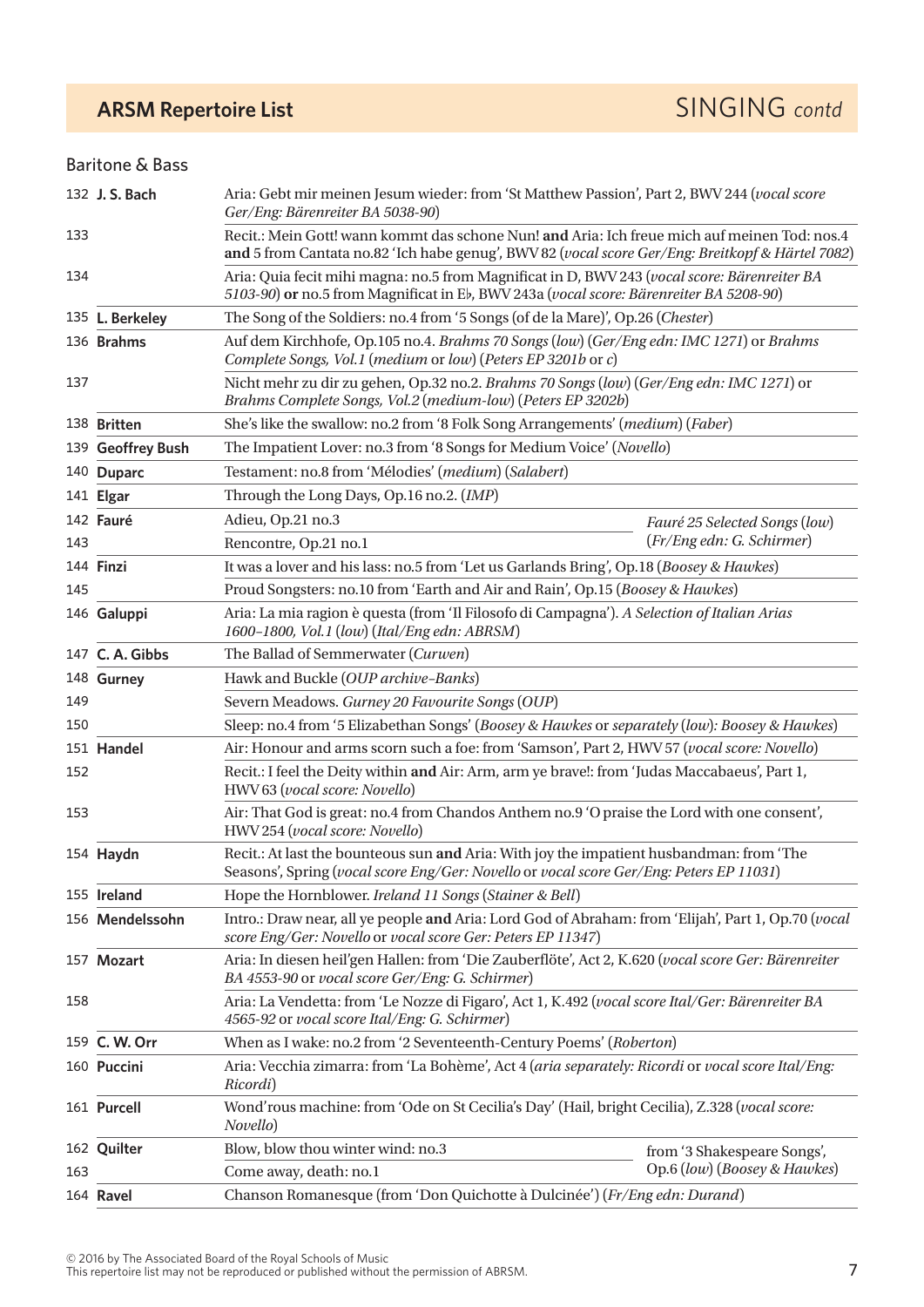## ARSM Repertoire List — SINGING *contd*

### Baritone & Bass

| No. | Composer | Work |
|---|---|---|
| 132 | **J. S. Bach** | Aria: Gebt mir meinen Jesum wieder: from 'St Matthew Passion', Part 2, BWV 244 (*vocal score Ger/Eng: Bärenreiter BA 5038-90*) |
| 133 | | Recit.: Mein Gott! wann kommt das schone Nun! **and** Aria: Ich freue mich auf meinen Tod: nos.4 **and** 5 from Cantata no.82 'Ich habe genug', BWV 82 (*vocal score Ger/Eng: Breitkopf & Härtel 7082*) |
| 134 | | Aria: Quia fecit mihi magna: no.5 from Magnificat in D, BWV 243 (*vocal score: Bärenreiter BA 5103-90*) **or** no.5 from Magnificat in E♭, BWV 243a (*vocal score: Bärenreiter BA 5208-90*) |
| 135 | **L. Berkeley** | The Song of the Soldiers: no.4 from '5 Songs (of de la Mare)', Op.26 (*Chester*) |
| 136 | **Brahms** | Auf dem Kirchhofe, Op.105 no.4. *Brahms 70 Songs* (*low*) (*Ger/Eng edn: IMC 1271*) or *Brahms Complete Songs, Vol.1* (*medium* or *low*) (*Peters EP 3201b* or *c*) |
| 137 | | Nicht mehr zu dir zu gehen, Op.32 no.2. *Brahms 70 Songs* (*low*) (*Ger/Eng edn: IMC 1271*) or *Brahms Complete Songs, Vol.2* (*medium-low*) (*Peters EP 3202b*) |
| 138 | **Britten** | She's like the swallow: no.2 from '8 Folk Song Arrangements' (*medium*) (*Faber*) |
| 139 | **Geoffrey Bush** | The Impatient Lover: no.3 from '8 Songs for Medium Voice' (*Novello*) |
| 140 | **Duparc** | Testament: no.8 from 'Mélodies' (*medium*) (*Salabert*) |
| 141 | **Elgar** | Through the Long Days, Op.16 no.2. (*IMP*) |
| 142 | **Fauré** | Adieu, Op.21 no.3 — *Fauré 25 Selected Songs* (*low*) (*Fr/Eng edn: G. Schirmer*) |
| 143 | | Rencontre, Op.21 no.1 — *Fauré 25 Selected Songs* (*low*) (*Fr/Eng edn: G. Schirmer*) |
| 144 | **Finzi** | It was a lover and his lass: no.5 from 'Let us Garlands Bring', Op.18 (*Boosey & Hawkes*) |
| 145 | | Proud Songsters: no.10 from 'Earth and Air and Rain', Op.15 (*Boosey & Hawkes*) |
| 146 | **Galuppi** | Aria: La mia ragion è questa (from 'Il Filosofo di Campagna'). *A Selection of Italian Arias 1600–1800, Vol.1* (*low*) (*Ital/Eng edn: ABRSM*) |
| 147 | **C. A. Gibbs** | The Ballad of Semmerwater (*Curwen*) |
| 148 | **Gurney** | Hawk and Buckle (*OUP archive–Banks*) |
| 149 | | Severn Meadows. *Gurney 20 Favourite Songs* (*OUP*) |
| 150 | | Sleep: no.4 from '5 Elizabethan Songs' (*Boosey & Hawkes* or *separately* (*low*): *Boosey & Hawkes*) |
| 151 | **Handel** | Air: Honour and arms scorn such a foe: from 'Samson', Part 2, HWV 57 (*vocal score: Novello*) |
| 152 | | Recit.: I feel the Deity within **and** Air: Arm, arm ye brave!: from 'Judas Maccabaeus', Part 1, HWV 63 (*vocal score: Novello*) |
| 153 | | Air: That God is great: no.4 from Chandos Anthem no.9 'O praise the Lord with one consent', HWV 254 (*vocal score: Novello*) |
| 154 | **Haydn** | Recit.: At last the bounteous sun **and** Aria: With joy the impatient husbandman: from 'The Seasons', Spring (*vocal score Eng/Ger: Novello* or *vocal score Ger/Eng: Peters EP 11031*) |
| 155 | **Ireland** | Hope the Hornblower. *Ireland 11 Songs* (*Stainer & Bell*) |
| 156 | **Mendelssohn** | Intro.: Draw near, all ye people **and** Aria: Lord God of Abraham: from 'Elijah', Part 1, Op.70 (*vocal score Eng/Ger: Novello* or *vocal score Ger: Peters EP 11347*) |
| 157 | **Mozart** | Aria: In diesen heil'gen Hallen: from 'Die Zauberflöte', Act 2, K.620 (*vocal score Ger: Bärenreiter BA 4553-90* or *vocal score Ger/Eng: G. Schirmer*) |
| 158 | | Aria: La Vendetta: from 'Le Nozze di Figaro', Act 1, K.492 (*vocal score Ital/Ger: Bärenreiter BA 4565-92* or *vocal score Ital/Eng: G. Schirmer*) |
| 159 | **C. W. Orr** | When as I wake: no.2 from '2 Seventeenth-Century Poems' (*Roberton*) |
| 160 | **Puccini** | Aria: Vecchia zimarra: from 'La Bohème', Act 4 (*aria separately: Ricordi* or *vocal score Ital/Eng: Ricordi*) |
| 161 | **Purcell** | Wond'rous machine: from 'Ode on St Cecilia's Day' (Hail, bright Cecilia), Z.328 (*vocal score: Novello*) |
| 162 | **Quilter** | Blow, blow thou winter wind: no.3 — from '3 Shakespeare Songs', Op.6 (*low*) (*Boosey & Hawkes*) |
| 163 | | Come away, death: no.1 — from '3 Shakespeare Songs', Op.6 (*low*) (*Boosey & Hawkes*) |
| 164 | **Ravel** | Chanson Romanesque (from 'Don Quichotte à Dulcinée') (*Fr/Eng edn: Durand*) |

© 2016 by The Associated Board of the Royal Schools of Music
This repertoire list may not be reproduced or published without the permission of ABRSM.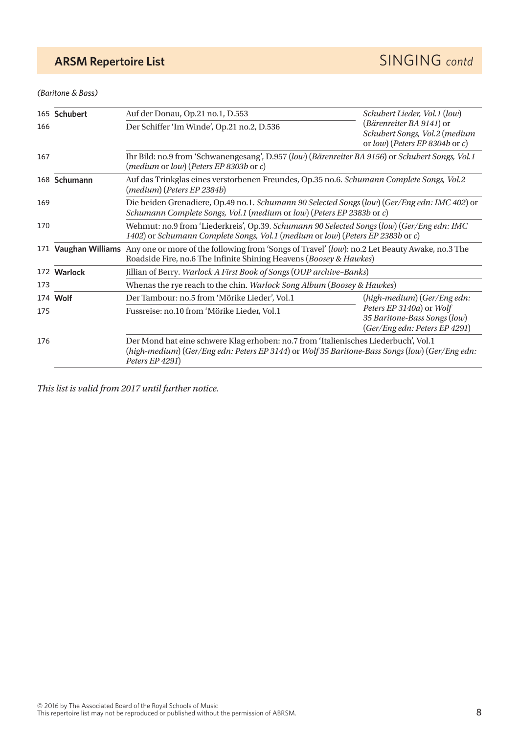## ARSM Repertoire List — SINGING *contd*

*(Baritone & Bass)*

| | | | |
|---|---|---|---|
| 165 | **Schubert** | Auf der Donau, Op.21 no.1, D.553 | *Schubert Lieder, Vol.1* (*low*) (*Bärenreiter BA 9141*) or *Schubert Songs, Vol.2* (*medium* or *low*) (*Peters EP 8304b* or *c*) |
| 166 | | Der Schiffer 'Im Winde', Op.21 no.2, D.536 | |
| 167 | | Ihr Bild: no.9 from 'Schwanengesang', D.957 (*low*) (*Bärenreiter BA 9156*) or *Schubert Songs, Vol.1* (*medium* or *low*) (*Peters EP 8303b* or *c*) | |
| 168 | **Schumann** | Auf das Trinkglas eines verstorbenen Freundes, Op.35 no.6. *Schumann Complete Songs, Vol.2* (*medium*) (*Peters EP 2384b*) | |
| 169 | | Die beiden Grenadiere, Op.49 no.1. *Schumann 90 Selected Songs* (*low*) (*Ger/Eng edn: IMC 402*) or *Schumann Complete Songs, Vol.1* (*medium* or *low*) (*Peters EP 2383b* or *c*) | |
| 170 | | Wehmut: no.9 from 'Liederkreis', Op.39. *Schumann 90 Selected Songs* (*low*) (*Ger/Eng edn: IMC 1402*) or *Schumann Complete Songs, Vol.1* (*medium* or *low*) (*Peters EP 2383b* or *c*) | |
| 171 | **Vaughan Williams** | Any one or more of the following from 'Songs of Travel' (*low*): no.2 Let Beauty Awake, no.3 The Roadside Fire, no.6 The Infinite Shining Heavens (*Boosey & Hawkes*) | |
| 172 | **Warlock** | Jillian of Berry. *Warlock A First Book of Songs* (*OUP archive–Banks*) | |
| 173 | | Whenas the rye reach to the chin. *Warlock Song Album* (*Boosey & Hawkes*) | |
| 174 | **Wolf** | Der Tambour: no.5 from 'Mörike Lieder', Vol.1 | (*high-medium*) (*Ger/Eng edn: Peters EP 3140a*) or *Wolf 35 Baritone-Bass Songs* (*low*) (*Ger/Eng edn: Peters EP 4291*) |
| 175 | | Fussreise: no.10 from 'Mörike Lieder, Vol.1 | |
| 176 | | Der Mond hat eine schwere Klag erhoben: no.7 from 'Italienisches Liederbuch', Vol.1 (*high-medium*) (*Ger/Eng edn: Peters EP 3144*) or *Wolf 35 Baritone-Bass Songs* (*low*) (*Ger/Eng edn: Peters EP 4291*) | |

*This list is valid from 2017 until further notice.*

© 2016 by The Associated Board of the Royal Schools of Music
This repertoire list may not be reproduced or published without the permission of ABRSM.